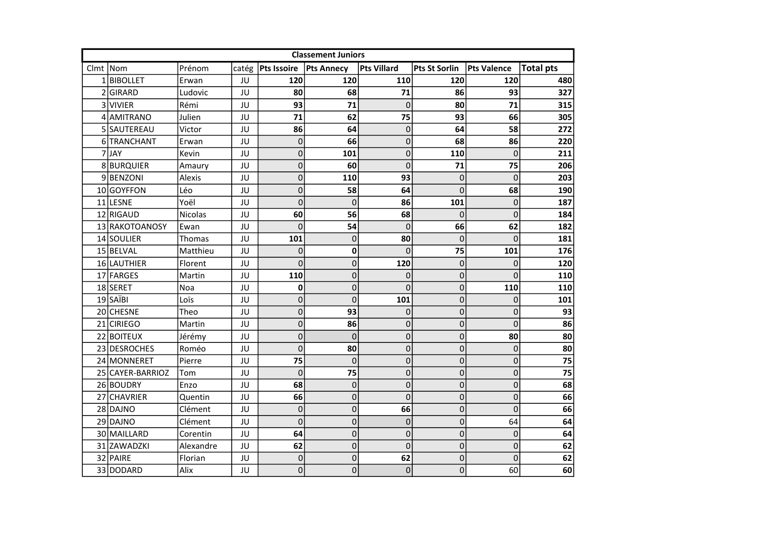| Classement Juniors | | | | | | | | | |
|---|---|---|---|---|---|---|---|---|---|
| Clmt | Nom | Prénom | catég | Pts Issoire | Pts Annecy | Pts Villard | Pts St Sorlin | Pts Valence | Total pts |
| 1 | BIBOLLET | Erwan | JU | 120 | 120 | 110 | 120 | 120 | 480 |
| 2 | GIRARD | Ludovic | JU | 80 | 68 | 71 | 86 | 93 | 327 |
| 3 | VIVIER | Rémi | JU | 93 | 71 | 0 | 80 | 71 | 315 |
| 4 | AMITRANO | Julien | JU | 71 | 62 | 75 | 93 | 66 | 305 |
| 5 | SAUTEREAU | Victor | JU | 86 | 64 | 0 | 64 | 58 | 272 |
| 6 | TRANCHANT | Erwan | JU | 0 | 66 | 0 | 68 | 86 | 220 |
| 7 | JAY | Kevin | JU | 0 | 101 | 0 | 110 | 0 | 211 |
| 8 | BURQUIER | Amaury | JU | 0 | 60 | 0 | 71 | 75 | 206 |
| 9 | BENZONI | Alexis | JU | 0 | 110 | 93 | 0 | 0 | 203 |
| 10 | GOYFFON | Léo | JU | 0 | 58 | 64 | 0 | 68 | 190 |
| 11 | LESNE | Yoël | JU | 0 | 0 | 86 | 101 | 0 | 187 |
| 12 | RIGAUD | Nicolas | JU | 60 | 56 | 68 | 0 | 0 | 184 |
| 13 | RAKOTOANOSY | Ewan | JU | 0 | 54 | 0 | 66 | 62 | 182 |
| 14 | SOULIER | Thomas | JU | 101 | 0 | 80 | 0 | 0 | 181 |
| 15 | BELVAL | Matthieu | JU | 0 | 0 | 0 | 75 | 101 | 176 |
| 16 | LAUTHIER | Florent | JU | 0 | 0 | 120 | 0 | 0 | 120 |
| 17 | FARGES | Martin | JU | 110 | 0 | 0 | 0 | 0 | 110 |
| 18 | SERET | Noa | JU | 0 | 0 | 0 | 0 | 110 | 110 |
| 19 | SAÏBI | Loïs | JU | 0 | 0 | 101 | 0 | 0 | 101 |
| 20 | CHESNE | Theo | JU | 0 | 93 | 0 | 0 | 0 | 93 |
| 21 | CIRIEGO | Martin | JU | 0 | 86 | 0 | 0 | 0 | 86 |
| 22 | BOITEUX | Jérémy | JU | 0 | 0 | 0 | 0 | 80 | 80 |
| 23 | DESROCHES | Roméo | JU | 0 | 80 | 0 | 0 | 0 | 80 |
| 24 | MONNERET | Pierre | JU | 75 | 0 | 0 | 0 | 0 | 75 |
| 25 | CAYER-BARRIOZ | Tom | JU | 0 | 75 | 0 | 0 | 0 | 75 |
| 26 | BOUDRY | Enzo | JU | 68 | 0 | 0 | 0 | 0 | 68 |
| 27 | CHAVRIER | Quentin | JU | 66 | 0 | 0 | 0 | 0 | 66 |
| 28 | DAJNO | Clément | JU | 0 | 0 | 66 | 0 | 0 | 66 |
| 29 | DAJNO | Clément | JU | 0 | 0 | 0 | 0 | 64 | 64 |
| 30 | MAILLARD | Corentin | JU | 64 | 0 | 0 | 0 | 0 | 64 |
| 31 | ZAWADZKI | Alexandre | JU | 62 | 0 | 0 | 0 | 0 | 62 |
| 32 | PAIRE | Florian | JU | 0 | 0 | 62 | 0 | 0 | 62 |
| 33 | DODARD | Alix | JU | 0 | 0 | 0 | 0 | 60 | 60 |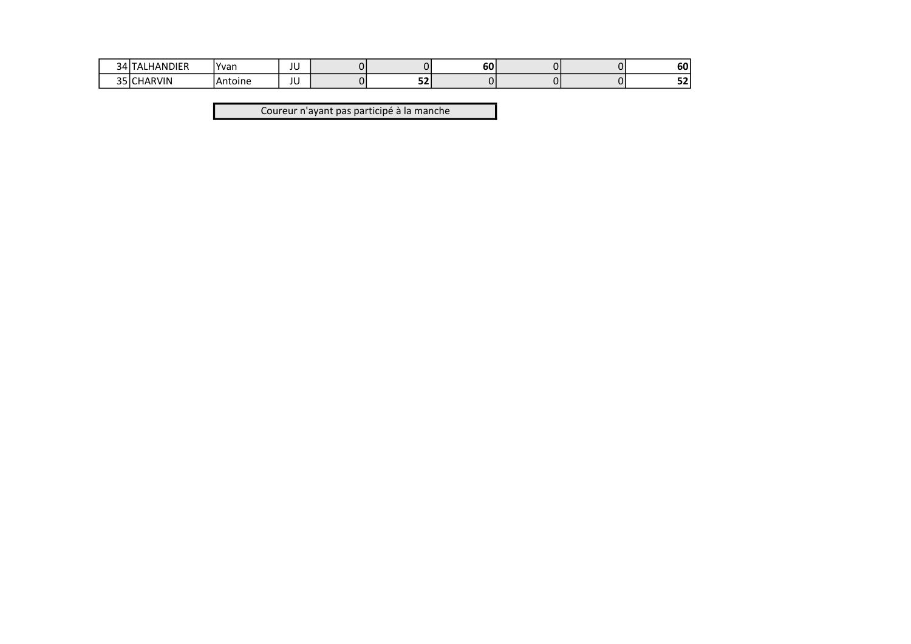| | | | | | | | | | |
|---|---|---|---|---|---|---|---|---|---|
| 34 | TALHANDIER | Yvan | JU | 0 | 0 | **60** | 0 | 0 | **60** |
| 35 | CHARVIN | Antoine | JU | 0 | **52** | 0 | 0 | 0 | **52** |

Coureur n'ayant pas participé à la manche